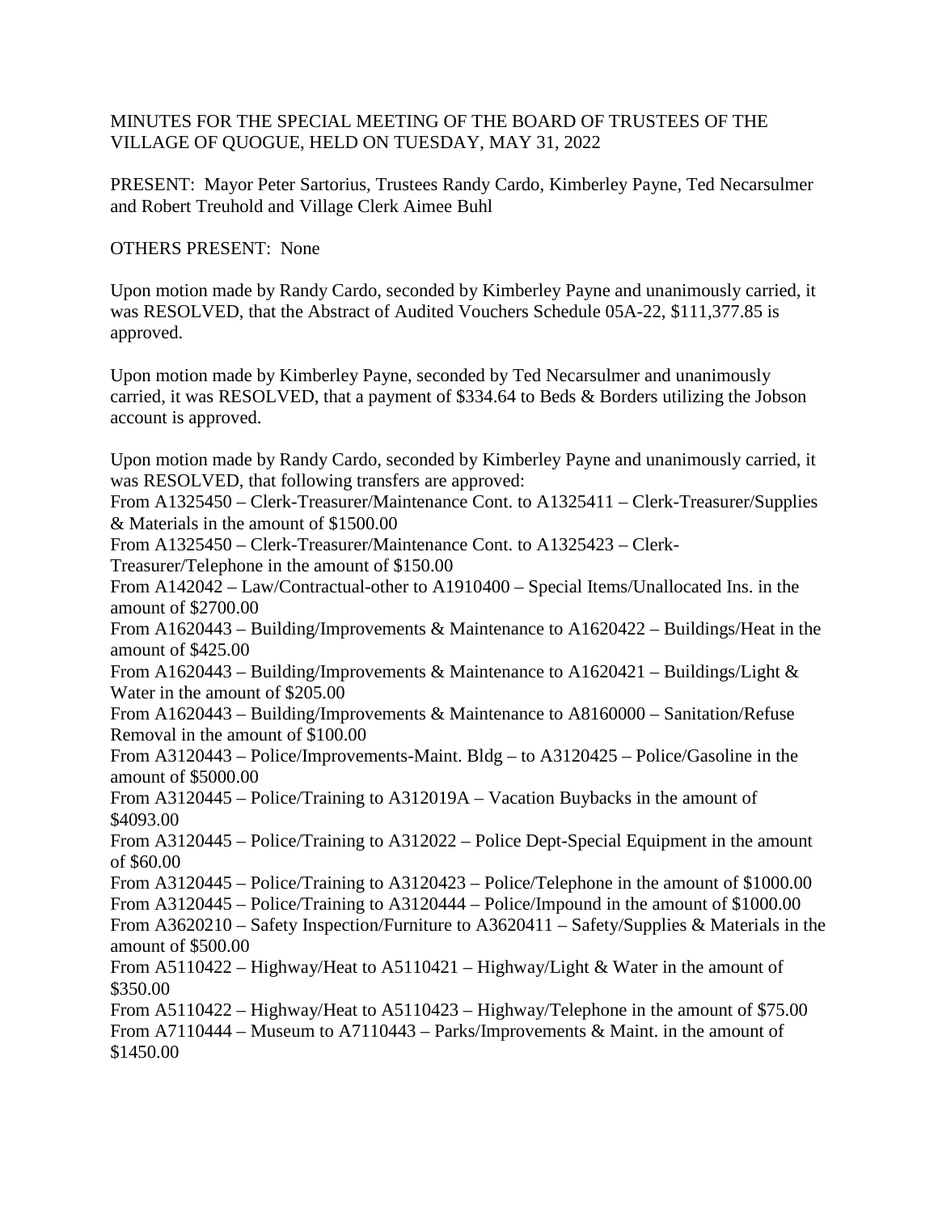MINUTES FOR THE SPECIAL MEETING OF THE BOARD OF TRUSTEES OF THE VILLAGE OF QUOGUE, HELD ON TUESDAY, MAY 31, 2022

PRESENT: Mayor Peter Sartorius, Trustees Randy Cardo, Kimberley Payne, Ted Necarsulmer and Robert Treuhold and Village Clerk Aimee Buhl

OTHERS PRESENT: None

Upon motion made by Randy Cardo, seconded by Kimberley Payne and unanimously carried, it was RESOLVED, that the Abstract of Audited Vouchers Schedule 05A-22, $111,377.85 is approved.

Upon motion made by Kimberley Payne, seconded by Ted Necarsulmer and unanimously carried, it was RESOLVED, that a payment of $334.64 to Beds & Borders utilizing the Jobson account is approved.

Upon motion made by Randy Cardo, seconded by Kimberley Payne and unanimously carried, it was RESOLVED, that following transfers are approved:
From A1325450 – Clerk-Treasurer/Maintenance Cont. to A1325411 – Clerk-Treasurer/Supplies & Materials in the amount of $1500.00
From A1325450 – Clerk-Treasurer/Maintenance Cont. to A1325423 – Clerk-Treasurer/Telephone in the amount of $150.00
From A142042 – Law/Contractual-other to A1910400 – Special Items/Unallocated Ins. in the amount of $2700.00
From A1620443 – Building/Improvements & Maintenance to A1620422 – Buildings/Heat in the amount of $425.00
From A1620443 – Building/Improvements & Maintenance to A1620421 – Buildings/Light & Water in the amount of $205.00
From A1620443 – Building/Improvements & Maintenance to A8160000 – Sanitation/Refuse Removal in the amount of $100.00
From A3120443 – Police/Improvements-Maint. Bldg – to A3120425 – Police/Gasoline in the amount of $5000.00
From A3120445 – Police/Training to A312019A – Vacation Buybacks in the amount of $4093.00
From A3120445 – Police/Training to A312022 – Police Dept-Special Equipment in the amount of $60.00
From A3120445 – Police/Training to A3120423 – Police/Telephone in the amount of $1000.00
From A3120445 – Police/Training to A3120444 – Police/Impound in the amount of $1000.00
From A3620210 – Safety Inspection/Furniture to A3620411 – Safety/Supplies & Materials in the amount of $500.00
From A5110422 – Highway/Heat to A5110421 – Highway/Light & Water in the amount of $350.00
From A5110422 – Highway/Heat to A5110423 – Highway/Telephone in the amount of $75.00
From A7110444 – Museum to A7110443 – Parks/Improvements & Maint. in the amount of $1450.00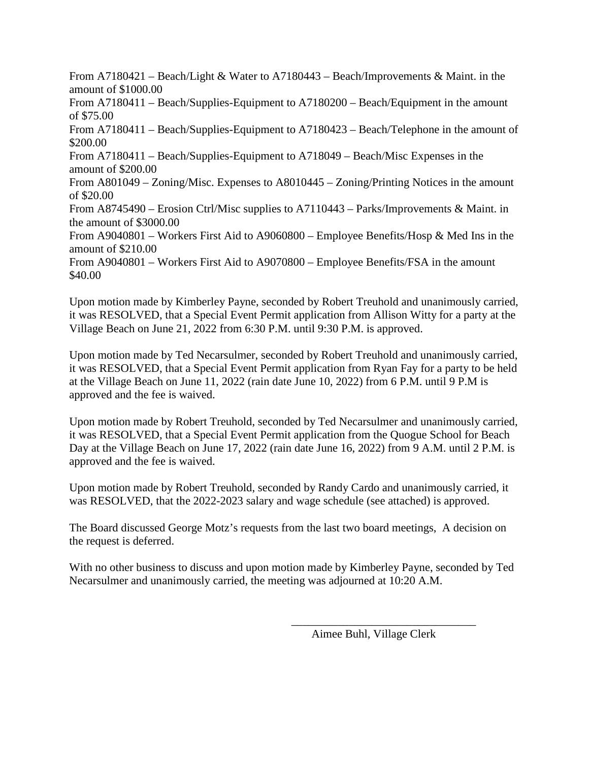From A7180421 – Beach/Light & Water to A7180443 – Beach/Improvements & Maint. in the amount of $1000.00
From A7180411 – Beach/Supplies-Equipment to A7180200 – Beach/Equipment in the amount of $75.00
From A7180411 – Beach/Supplies-Equipment to A7180423 – Beach/Telephone in the amount of $200.00
From A7180411 – Beach/Supplies-Equipment to A718049 – Beach/Misc Expenses in the amount of $200.00
From A801049 – Zoning/Misc. Expenses to A8010445 – Zoning/Printing Notices in the amount of $20.00
From A8745490 – Erosion Ctrl/Misc supplies to A7110443 – Parks/Improvements & Maint. in the amount of $3000.00
From A9040801 – Workers First Aid to A9060800 – Employee Benefits/Hosp & Med Ins in the amount of $210.00
From A9040801 – Workers First Aid to A9070800 – Employee Benefits/FSA in the amount $40.00

Upon motion made by Kimberley Payne, seconded by Robert Treuhold and unanimously carried, it was RESOLVED, that a Special Event Permit application from Allison Witty for a party at the Village Beach on June 21, 2022 from 6:30 P.M. until 9:30 P.M. is approved.

Upon motion made by Ted Necarsulmer, seconded by Robert Treuhold and unanimously carried, it was RESOLVED, that a Special Event Permit application from Ryan Fay for a party to be held at the Village Beach on June 11, 2022 (rain date June 10, 2022) from 6 P.M. until 9 P.M is approved and the fee is waived.

Upon motion made by Robert Treuhold, seconded by Ted Necarsulmer and unanimously carried, it was RESOLVED, that a Special Event Permit application from the Quogue School for Beach Day at the Village Beach on June 17, 2022 (rain date June 16, 2022) from 9 A.M. until 2 P.M. is approved and the fee is waived.

Upon motion made by Robert Treuhold, seconded by Randy Cardo and unanimously carried, it was RESOLVED, that the 2022-2023 salary and wage schedule (see attached) is approved.

The Board discussed George Motz's requests from the last two board meetings, A decision on the request is deferred.

With no other business to discuss and upon motion made by Kimberley Payne, seconded by Ted Necarsulmer and unanimously carried, the meeting was adjourned at 10:20 A.M.

\_\_\_\_\_\_\_\_\_\_\_\_\_\_\_\_\_\_\_\_\_\_\_\_\_\_\_\_\_\_\_\_

Aimee Buhl, Village Clerk